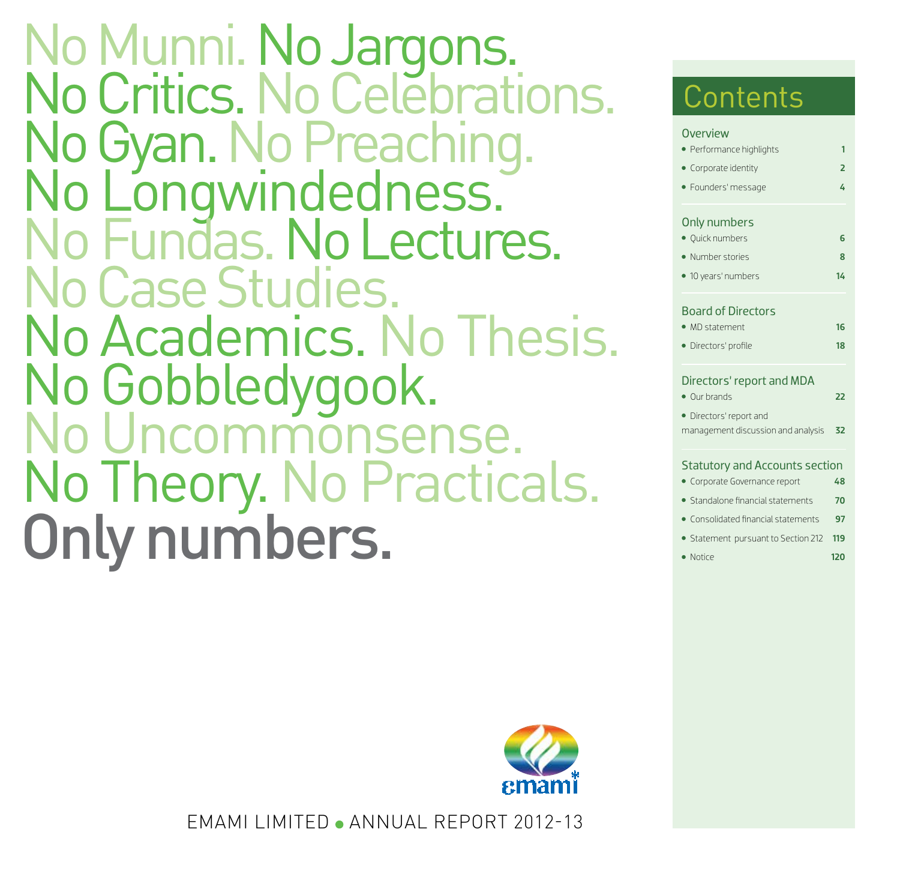No Munni. No Jargons.
No Critics. No Celebrations.
No Gyan. No Preaching.
No Longwindedness.
No Fundas. No Lectures.
No Case Studies.
No Academics. No Thesis.
No Gobbledygook.
No Uncommonsense.
No Theory. No Practicals.

# Only numbers.

EMAMI LIMITED • ANNUAL REPORT 2012-13

## Contents

**Overview**
- Performance highlights 1
- Corporate identity 2
- Founders' message 4

**Only numbers**
- Quick numbers 6
- Number stories 8
- 10 years' numbers 14

**Board of Directors**
- MD statement 16
- Directors' profile 18

**Directors' report and MDA**
- Our brands 22
- Directors' report and management discussion and analysis 32

**Statutory and Accounts section**
- Corporate Governance report 48
- Standalone financial statements 70
- Consolidated financial statements 97
- Statement pursuant to Section 212 119
- Notice 120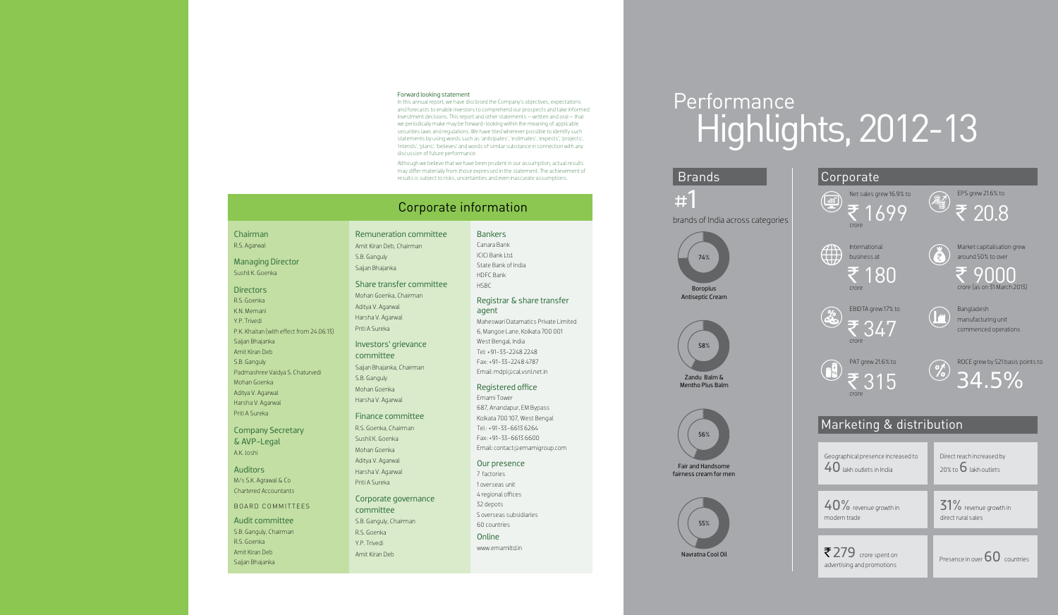**Forward looking statement**

In this annual report, we have disclosed the Company's objectives, expectations and forecasts to enable investors to comprehend our prospects and take informed investment decisions. This report and other statements – written and oral – that we periodically make may be forward-looking within the meaning of applicable securities laws and regulations. We have tried wherever possible to identify such statements by using words such as 'anticipates', 'estimates', 'expects', 'projects', 'intends', 'plans', 'believes' and words of similar substance in connection with any discussion of future performance.

Although we believe that we have been prudent in our assumption, actual results may differ materially from those expressed in the statement. The achievement of results is subject to risks, uncertainties and even inaccurate assumptions.

## Corporate information

**Chairman**
R.S. Agarwal

**Managing Director**
Sushil K. Goenka

**Directors**
R.S. Goenka
K.N. Memani
Y.P. Trivedi
P.K. Khaitan (with effect from 24.06.13)
Sajjan Bhajanka
Amit Kiran Deb
S.B. Ganguly
Padmashree Vaidya S. Chaturvedi
Mohan Goenka
Aditya V. Agarwal
Harsha V. Agarwal
Priti A Sureka

**Company Secretary & AVP-Legal**
A.K. Joshi

**Auditors**
M/s S.K. Agrawal & Co
Chartered Accountants

**BOARD COMMITTEES**

**Audit committee**
S.B. Ganguly, Chairman
R.S. Goenka
Amit Kiran Deb
Sajjan Bhajanka

**Remuneration committee**
Amit Kiran Deb, Chairman
S.B. Ganguly
Sajjan Bhajanka

**Share transfer committee**
Mohan Goenka, Chairman
Aditya V. Agarwal
Harsha V. Agarwal
Priti A Sureka

**Investors' grievance committee**
Sajjan Bhajanka, Chairman
S.B. Ganguly
Mohan Goenka
Harsha V. Agarwal

**Finance committee**
R.S. Goenka, Chairman
Sushil K. Goenka
Mohan Goenka
Aditya V. Agarwal
Harsha V. Agarwal
Priti A Sureka

**Corporate governance committee**
S.B. Ganguly, Chairman
R.S. Goenka
Y.P. Trivedi
Amit Kiran Deb

**Bankers**
Canara Bank
ICICI Bank Ltd.
State Bank of India
HDFC Bank
HSBC

**Registrar & share transfer agent**
Maheswari Datamatics Private Limited
6, Mangoe Lane, Kolkata 700 001
West Bengal, India
Tel: +91-33-2248 2248
Fax: +91-33-2248 4787
Email: mdpl@cal.vsnl.net.in

**Registered office**
Emami Tower
687, Anandapur, EM Bypass
Kolkata 700 107, West Bengal
Tel : +91-33-6613 6264
Fax: +91-33-6613 6600
Email: contact@emamigroup.com

**Our presence**
7 factories
1 overseas unit
4 regional offices
32 depots
5 overseas subsidiaries
60 countries

**Online**
www.emamiltd.in

# Performance Highlights, 2012-13

## Brands

#1 brands of India across categories

- 74% – Boroplus Antiseptic Cream
- 58% – Zandu Balm & Mentho Plus Balm
- 56% – Fair and Handsome fairness cream for men
- 55% – Navratna Cool Oil

## Corporate

- Net sales grew 16.9% to ₹ 1699 crore
- EPS grew 21.6% to ₹ 20.8
- International business at ₹ 180 crore
- Market capitalisation grew around 50% to over ₹ 9000 crore (as on 31 March 2013)
- EBIDTA grew 17% to ₹ 347 crore
- Bangladesh manufacturing unit commenced operations
- PAT grew 21.6% to ₹ 315 crore
- ROCE grew by 521 basis points to 34.5%

## Marketing & distribution

- Geographical presence increased to 40 lakh outlets in India
- Direct reach increased by 20% to 6 lakh outlets
- 40% revenue growth in modern trade
- 31% revenue growth in direct rural sales
- ₹ 279 crore spent on advertising and promotions
- Presence in over 60 countries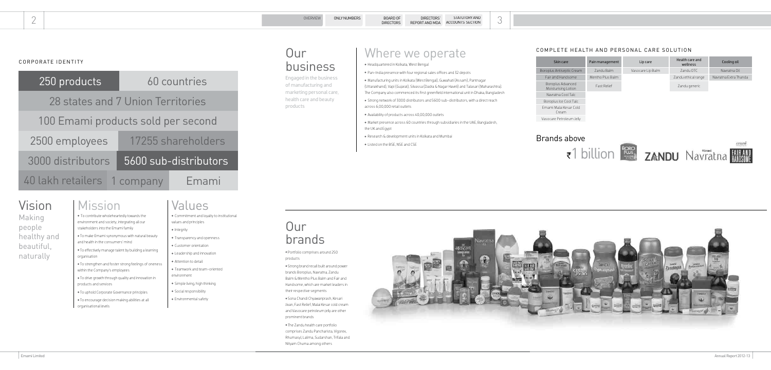## CORPORATE IDENTITY

| | |
|---|---|
| 250 products | 60 countries |
| 28 states and 7 Union Territories | |
| 100 Emami products sold per second | |
| 2500 employees | 17255 shareholders |
| 3000 distributors | 5600 sub-distributors |
| 40 lakh retailers 1 company | Emami |

## Vision

Making people healthy and beautiful, naturally

## Mission

- To contribute wholeheartedly towards the environment and society, integrating all our stakeholders into the Emami family
- To make Emami synonymous with natural beauty and health in the consumers' mind
- To effectively manage talent by building a learning organisation
- To strengthen and foster strong feelings of oneness within the Company's employees
- To drive growth through quality and innovation in products and services
- To uphold Corporate Governance principles
- To encourage decision making abilities at all organisational levels

## Values

- Commitment and loyalty to institutional values and principles
- Integrity
- Transparency and openness
- Customer orientation
- Leadership and innovation
- Attention to detail
- Teamwork and team-oriented environment
- Simple living, high thinking
- Social responsibility
- Environmental safety

## Our business

Engaged in the business of manufacturing and marketing personal care, health care and beauty products

## Where we operate

- Headquartered in Kolkata, West Bengal
- Pan-India presence with four regional sales offices and 32 depots
- Manufacturing units in Kolkata (West Bengal), Guwahati (Assam), Pantnagar (Uttarakhand), Vapi (Gujarat), Silvassa (Dadra & Nagar Haveli) and Talasari (Maharashtra). The Company also commenced its first greenfield international unit in Dhaka, Bangladesh
- Strong network of 3000 distributors and 5600 sub-distributors, with a direct reach across 6,00,000 retail outlets
- Availability of products across 40,00,000 outlets
- Market presence across 60 countries through subsidiaries in the UAE, Bangladesh, the UK and Egypt
- Research & development units in Kolkata and Mumbai
- Listed on the BSE, NSE and CSE

## COMPLETE HEALTH AND PERSONAL CARE SOLUTION

| Skin care | Pain management | Lip care | Health care and wellness | Cooling oil |
|---|---|---|---|---|
| Boroplus Antiseptic Cream | Zandu Balm | Vasocare Lip Balm | Zandu OTC | Navratna Oil |
| Fair and Handsome | Mentho Plus Balm | | Zandu ethical range | Navratna Extra Thanda |
| Boroplus Advanced Moisturising Lotion | Fast Relief | | Zandu generic | |
| Navratna Cool Talc | | | | |
| Boroplus Ice Cool Talc | | | | |
| Emami Malai Kesar Cold Cream | | | | |
| Vasocare Petroleum Jelly | | | | |

## Brands above ₹1 billion

Boroplus, Zandu, Navratna, Fair and Handsome

## Our brands

- Portfolio comprises around 250 products
- Strong brand recall built around power brands Boroplus, Navratna, Zandu Balm & Mentho Plus Balm and Fair and Handsome, which are market leaders in their respective segments
- Sona Chandi Chyawanprash, Kesari Jivan, Fast Relief, Malai Kesar cold cream and Vasocare petroleum jelly are other prominent brands
- The Zandu health care portfolio comprises Zandu Pancharista, Vigorex, Rhumasyl, Lalima, Sudarshan, Trifala and Nityam Churna among others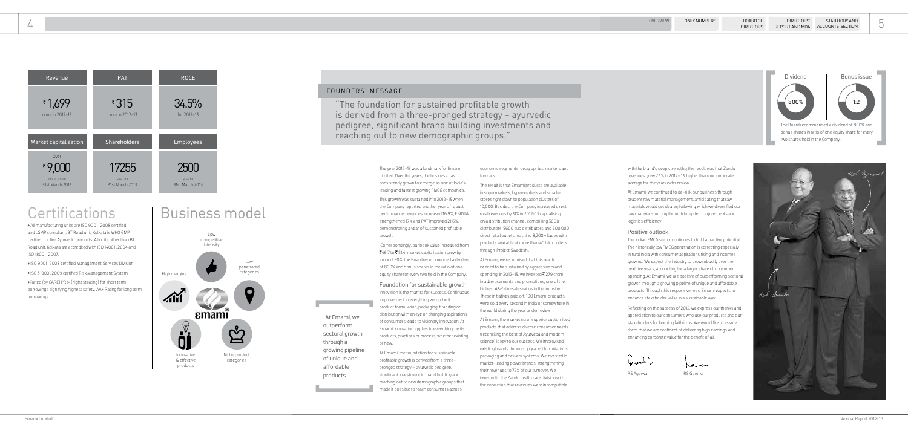| Revenue | PAT | ROCE |
|---|---|---|
| ₹1,699 crore in 2012-13 | ₹315 crore in 2012-13 | 34.5% for 2012-13 |

| Market capitalization | Shareholders | Employees |
|---|---|---|
| Over ₹9,000 crore as on 31st March 2013 | 17255 as on 31st March 2013 | 2500 as on 31st March 2013 |

# Certifications

- All manufacturing units are ISO 9001: 2008 certified and cGMP compliant. BT Road unit, Kolkata is WHO GMP certified for five Ayurvedic products. All units other than BT Road unit, Kolkata are accredited with ISO 14001: 2004 and ISO 18001: 2007.
- ISO 9001: 2008 certified Management Services Division.
- ISO 31000: 2009 certified Risk Management System.
- Rated (by CARE) PR1+ (highest rating) for short term borrowings signifying highest safety. AA+ Rating for long term borrowings

# Business model

Low competitive intensity

Low penetrated categories

High margins

Innovative & effective products

Niche product categories

## FOUNDERS' MESSAGE

"The foundation for sustained profitable growth is derived from a three-pronged strategy – ayurvedic pedigree, significant brand building investments and reaching out to new demographic groups."

The year 2012-13 was a landmark for Emami Limited. Over the years, the business has consistently grown to emerge as one of India's leading and fastest growing FMCG companies.

This growth was sustained into 2012-13 when the Company reported another year of robust performance: revenues increased 16.9%, EBIDTA strengthened 17% and PAT improved 21.6%, demonstrating a year of sustained profitable growth.

Correspondingly, our book value increased from ₹46.7 to ₹51.4, market capitalisation grew by around 50%, the Board recommended a dividend of 800% and bonus shares in the ratio of one equity share for every two held in the Company.

### Foundation for sustainable growth

Innovation is the mantra for success. Continuous improvement in everything we do, be it product formulation, packaging, branding or distribution with an eye on changing aspirations of consumers leads to visionary innovation. At Emami, innovation applies to everything, be its products, practices or process, whether existing or new.

At Emami, the foundation for sustainable profitable growth is derived from a three-pronged strategy – ayurvedic pedigree, significant investment in brand building and reaching out to new demographic groups that made it possible to reach consumers across economic segments, geographies, markets and formats.

> At Emami, we outperform sectoral growth through a growing pipeline of unique and affordable products

The result is that Emami products are available in supermarkets, hypermarkets and smaller stores right down to population clusters of 10,000. Besides, the Company increased direct rural revenues by 31% in 2012-13 capitalising on a distribution channel, comprising 3000 distributors, 5600 sub distributors and 600,000 direct retail outlets reaching 8,200 villages with products available at more than 40 lakh outlets through 'Project Swadesh'.

At Emami, we recognised that this reach needed to be sustained by aggressive brand spending. In 2012-13, we invested ₹279 crore in advertisements and promotions, one of the highest A&P-to-sales ratios in the industry. These initiatives paid off: 100 Emami products were sold every second in India or somewhere in the world during the year under review.

At Emami, the marketing of superior customised products that address diverse consumer needs (reconciling the best of Ayurveda and modern science) is key to our success. We improvised existing brands through upgraded formulations, packaging and delivery systems. We invested in market-leading power brands, strengthening their revenues to 72% of our turnover. We invested in the Zandu health care division with the conviction that revenues were incompatible with the brand's deep strengths; the result was that Zandu revenues grew 27 % in 2012-13, higher than our corporate average for the year under review.

At Emami, we continued to de-risk our business through prudent raw material management, anticipating that raw materials would get dearer, following which we diversified our raw material sourcing through long-term agreements and logistics efficiency.

### Positive outlook

The Indian FMCG sector continues to hold attractive potential. The historically low FMCG penetration is correcting especially in rural India with consumer aspirations rising and incomes growing. We expect the industry to grow robustly over the next five years, accounting for a larger share of consumer spending. At Emami, we are positive of outperforming sectoral growth through a growing pipeline of unique and affordable products. Through this responsiveness, Emami expects to enhance stakeholder value in a sustainable way.

Reflecting on the success of 2012, we express our thanks and appreciation to our consumers who use our products and our stakeholders for keeping faith in us. We would like to assure them that we are confident of delivering high earnings and enhancing corporate value for the benefit of all.

RS Agarwal

RS Goenka

| Dividend | Bonus issue |
|---|---|
| 800% | 1:2 |

The Board recommended a dividend of 800% and bonus shares in ratio of one equity share for every two shares held in the Company.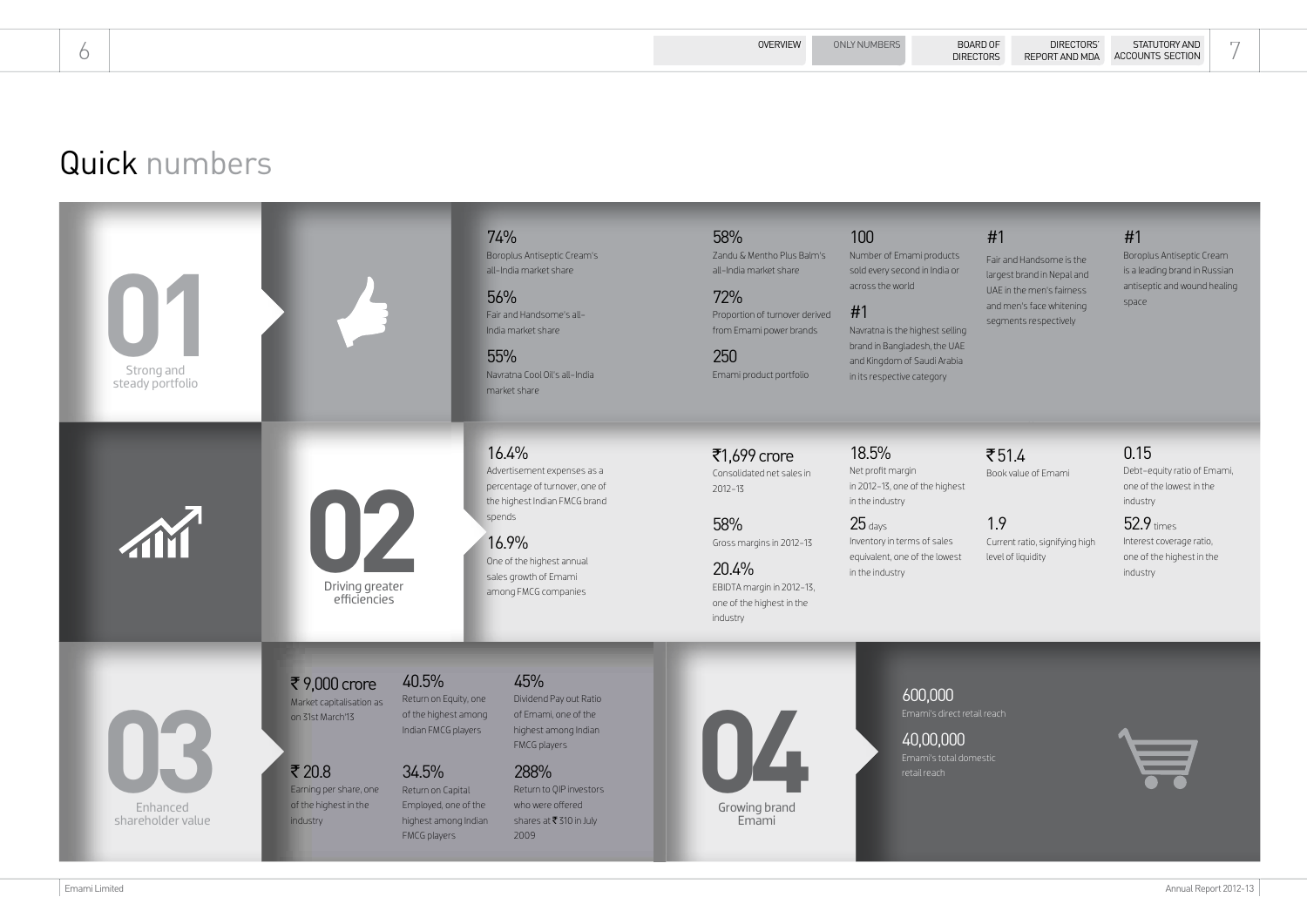# Quick numbers

## 01 Strong and steady portfolio

**74%**
Boroplus Antiseptic Cream's all-India market share

**56%**
Fair and Handsome's all-India market share

**55%**
Navratna Cool Oil's all-India market share

**58%**
Zandu & Mentho Plus Balm's all-India market share

**72%**
Proportion of turnover derived from Emami power brands

**250**
Emami product portfolio

**100**
Number of Emami products sold every second in India or across the world

**#1**
Navratna is the highest selling brand in Bangladesh, the UAE and Kingdom of Saudi Arabia in its respective category

**#1**
Fair and Handsome is the largest brand in Nepal and UAE in the men's fairness and men's face whitening segments respectively

**#1**
Boroplus Antiseptic Cream is a leading brand in Russian antiseptic and wound healing space

## 02 Driving greater efficiencies

**16.4%**
Advertisement expenses as a percentage of turnover, one of the highest Indian FMCG brand spends

**16.9%**
One of the highest annual sales growth of Emami among FMCG companies

**₹1,699 crore**
Consolidated net sales in 2012-13

**58%**
Gross margins in 2012-13

**20.4%**
EBIDTA margin in 2012-13, one of the highest in the industry

**18.5%**
Net profit margin in 2012-13, one of the highest in the industry

**25 days**
Inventory in terms of sales equivalent, one of the lowest in the industry

**₹51.4**
Book value of Emami

**1.9**
Current ratio, signifying high level of liquidity

**0.15**
Debt-equity ratio of Emami, one of the lowest in the industry

**52.9 times**
Interest coverage ratio, one of the highest in the industry

## 03 Enhanced shareholder value

**₹ 9,000 crore**
Market capitalisation as on 31st March'13

**₹ 20.8**
Earning per share, one of the highest in the industry

**40.5%**
Return on Equity, one of the highest among Indian FMCG players

**34.5%**
Return on Capital Employed, one of the highest among Indian FMCG players

**45%**
Dividend Pay out Ratio of Emami, one of the highest among Indian FMCG players

**288%**
Return to QIP investors who were offered shares at ₹ 310 in July 2009

## 04 Growing brand Emami

**600,000**
Emami's direct retail reach

**40,00,000**
Emami's total domestic retail reach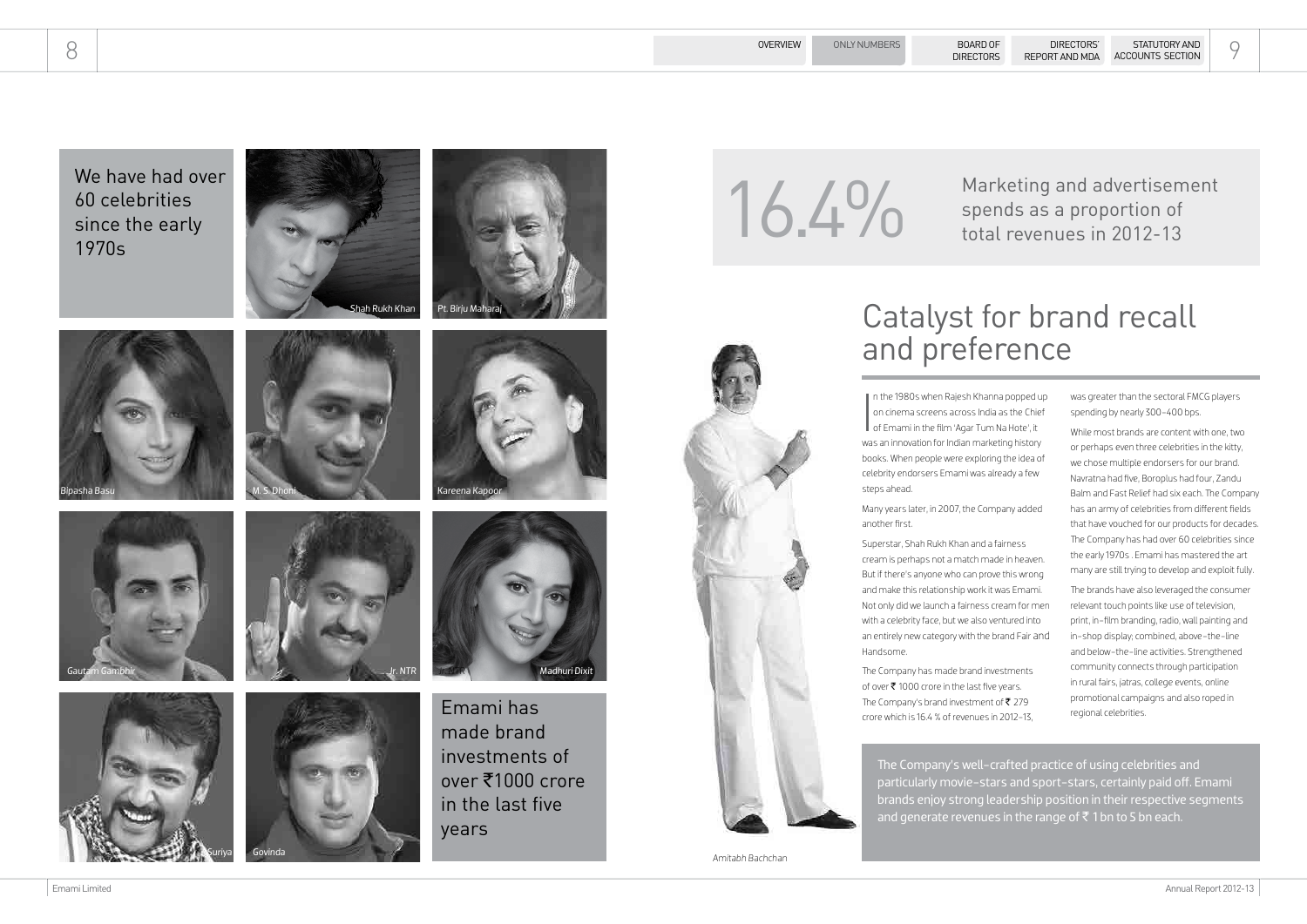We have had over 60 celebrities since the early 1970s

Shah Rukh Khan

Pt. Birju Maharaj

Bipasha Basu

M. S. Dhoni

Kareena Kapoor

Gautam Gambhir

Jr. NTR

Madhuri Dixit

Suriya

Govinda

Emami has made brand investments of over ₹1000 crore in the last five years

Amitabh Bachchan

16.4%

Marketing and advertisement spends as a proportion of total revenues in 2012-13

# Catalyst for brand recall and preference

In the 1980s when Rajesh Khanna popped up on cinema screens across India as the Chief of Emami in the film 'Agar Tum Na Hote', it was an innovation for Indian marketing history books. When people were exploring the idea of celebrity endorsers Emami was already a few steps ahead.

Many years later, in 2007, the Company added another first.

Superstar, Shah Rukh Khan and a fairness cream is perhaps not a match made in heaven. But if there's anyone who can prove this wrong and make this relationship work it was Emami. Not only did we launch a fairness cream for men with a celebrity face, but we also ventured into an entirely new category with the brand Fair and Handsome.

The Company has made brand investments of over ₹ 1000 crore in the last five years. The Company's brand investment of ₹ 279 crore which is 16.4 % of revenues in 2012-13, was greater than the sectoral FMCG players spending by nearly 300-400 bps.

While most brands are content with one, two or perhaps even three celebrities in the kitty, we chose multiple endorsers for our brand. Navratna had five, Boroplus had four, Zandu Balm and Fast Relief had six each. The Company has an army of celebrities from different fields that have vouched for our products for decades. The Company has had over 60 celebrities since the early 1970s . Emami has mastered the art many are still trying to develop and exploit fully.

The brands have also leveraged the consumer relevant touch points like use of television, print, in-film branding, radio, wall painting and in-shop display; combined, above-the-line and below-the-line activities. Strengthened community connects through participation in rural fairs, jatras, college events, online promotional campaigns and also roped in regional celebrities.

The Company's well-crafted practice of using celebrities and particularly movie-stars and sport-stars, certainly paid off. Emami brands enjoy strong leadership position in their respective segments and generate revenues in the range of ₹ 1 bn to 5 bn each.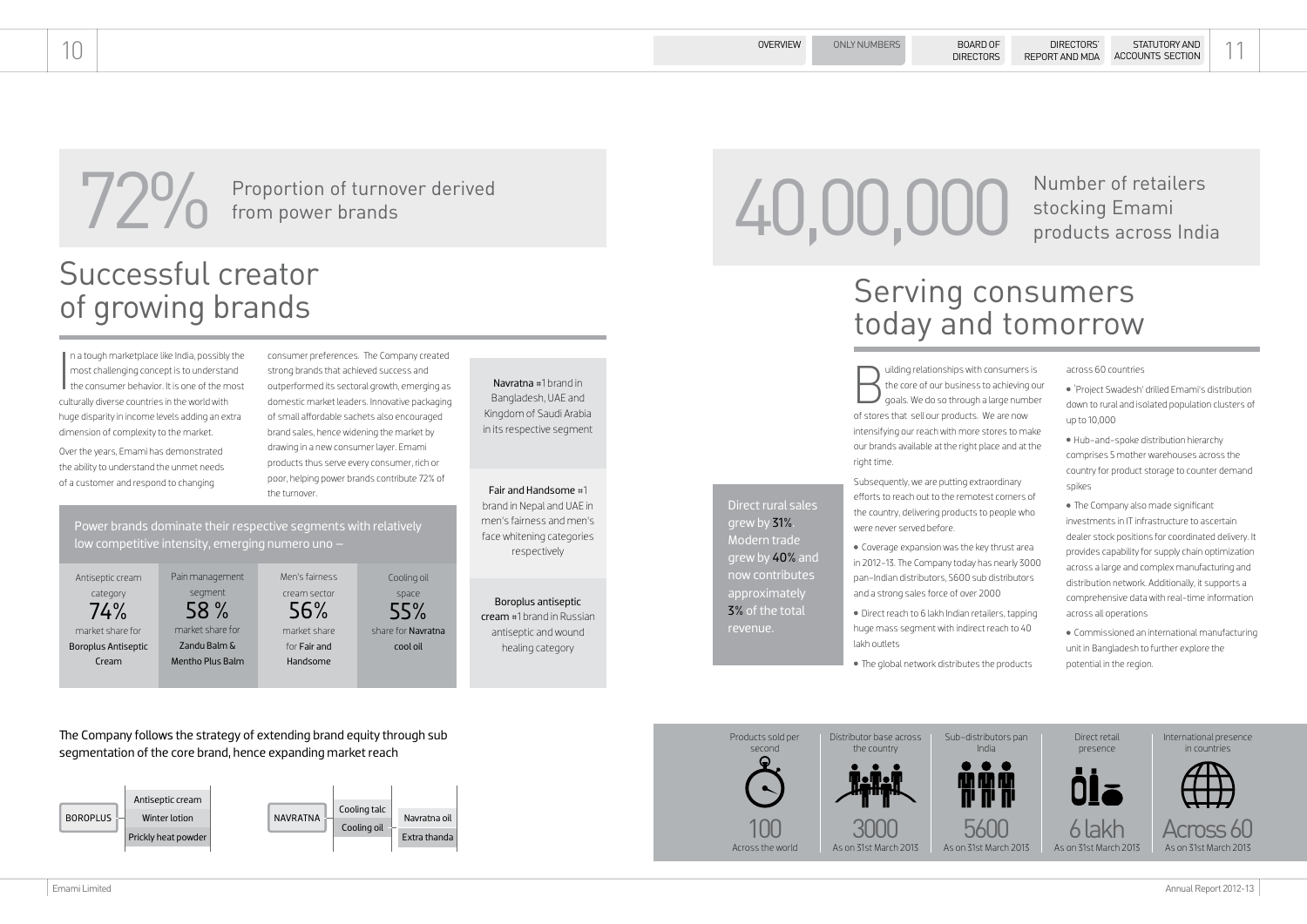# 72% Proportion of turnover derived from power brands

## Successful creator of growing brands

In a tough marketplace like India, possibly the most challenging concept is to understand the consumer behavior. It is one of the most culturally diverse countries in the world with huge disparity in income levels adding an extra dimension of complexity to the market.

Over the years, Emami has demonstrated the ability to understand the unmet needs of a customer and respond to changing consumer preferences. The Company created strong brands that achieved success and outperformed its sectoral growth, emerging as domestic market leaders. Innovative packaging of small affordable sachets also encouraged brand sales, hence widening the market by drawing in a new consumer layer. Emami products thus serve every consumer, rich or poor, helping power brands contribute 72% of the turnover.

**Navratna** #1 brand in Bangladesh, UAE and Kingdom of Saudi Arabia in its respective segment

**Fair and Handsome** #1 brand in Nepal and UAE in men's fairness and men's face whitening categories respectively

**Boroplus antiseptic cream** #1 brand in Russian antiseptic and wound healing category

Power brands dominate their respective segments with relatively low competitive intensity, emerging numero uno –

| Antiseptic cream category | Pain management segment | Men's fairness cream sector | Cooling oil space |
|---|---|---|---|
| 74% | 58 % | 56% | 55% |
| market share for **Boroplus Antiseptic Cream** | market share for **Zandu Balm & Mentho Plus Balm** | market share for **Fair and Handsome** | share for **Navratna cool oil** |

The Company follows the strategy of extending brand equity through sub segmentation of the core brand, hence expanding market reach

- BOROPLUS
  - Antiseptic cream
  - Winter lotion
  - Prickly heat powder
- NAVRATNA
  - Cooling talc
  - Cooling oil
    - Navratna oil
    - Extra thanda

# 40,00,000 Number of retailers stocking Emami products across India

## Serving consumers today and tomorrow

Building relationships with consumers is the core of our business to achieving our goals. We do so through a large number of stores that sell our products. We are now intensifying our reach with more stores to make our brands available at the right place and at the right time.

Subsequently, we are putting extraordinary efforts to reach out to the remotest corners of the country, delivering products to people who were never served before.

- Coverage expansion was the key thrust area in 2012-13. The Company today has nearly 3000 pan-Indian distributors, 5600 sub distributors and a strong sales force of over 2000
- Direct reach to 6 lakh Indian retailers, tapping huge mass segment with indirect reach to 40 lakh outlets
- The global network distributes the products across 60 countries
- 'Project Swadesh' drilled Emami's distribution down to rural and isolated population clusters of up to 10,000
- Hub-and-spoke distribution hierarchy comprises 5 mother warehouses across the country for product storage to counter demand spikes
- The Company also made significant investments in IT infrastructure to ascertain dealer stock positions for coordinated delivery. It provides capability for supply chain optimization across a large and complex manufacturing and distribution network. Additionally, it supports a comprehensive data with real-time information across all operations
- Commissioned an international manufacturing unit in Bangladesh to further explore the potential in the region.

Direct rural sales grew by **31%**. Modern trade grew by **40%** and now contributes approximately **3%** of the total revenue.

| Products sold per second | Distributor base across the country | Sub-distributors pan India | Direct retail presence | International presence in countries |
|---|---|---|---|---|
| 100 | 3000 | 5600 | 6 lakh | Across 60 |
| Across the world | As on 31st March 2013 | As on 31st March 2013 | As on 31st March 2013 | As on 31st March 2013 |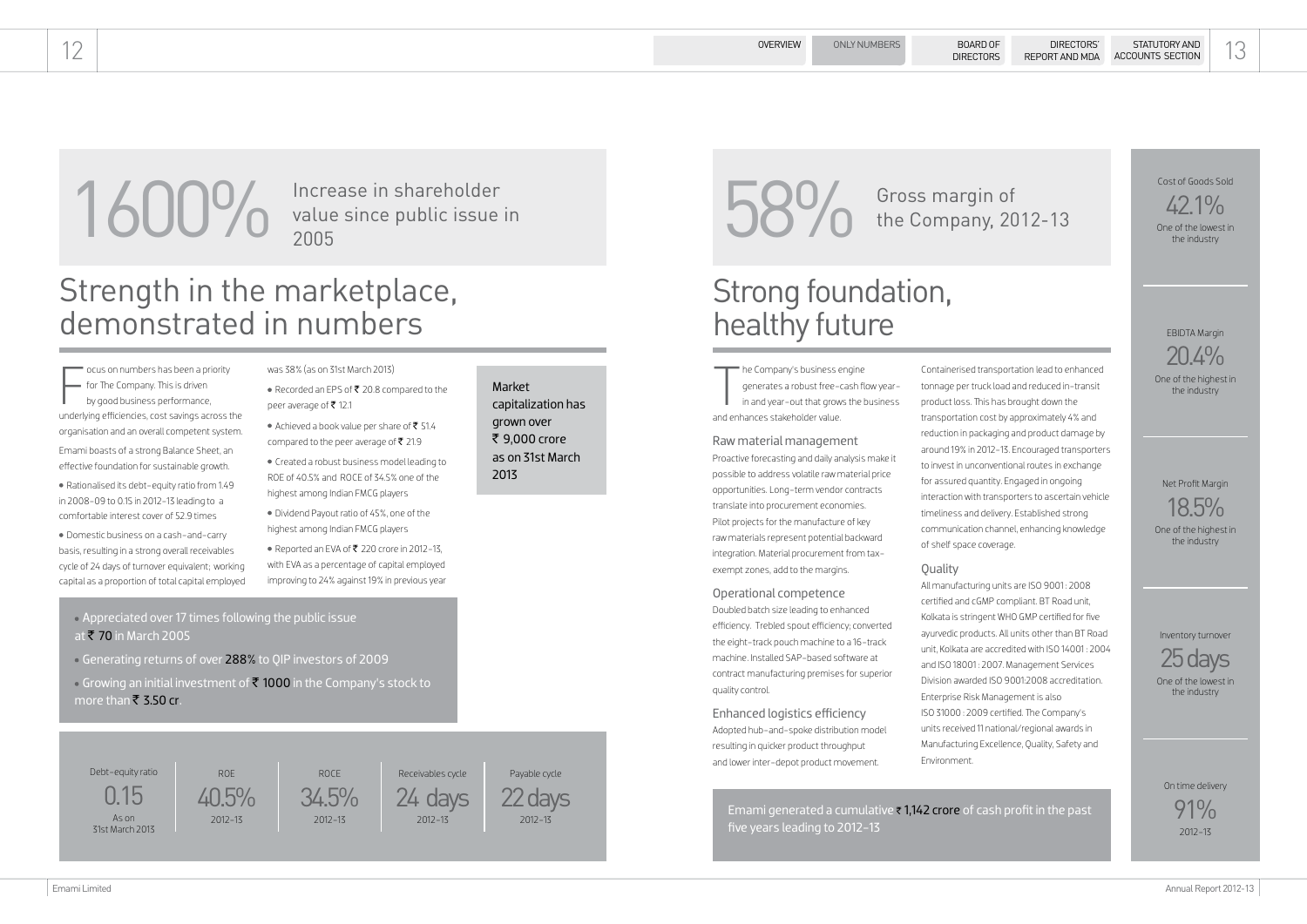## 1600%

Increase in shareholder value since public issue in 2005

# Strength in the marketplace, demonstrated in numbers

Focus on numbers has been a priority for The Company. This is driven by good business performance, underlying efficiencies, cost savings across the organisation and an overall competent system.

Emami boasts of a strong Balance Sheet, an effective foundation for sustainable growth.

- Rationalised its debt-equity ratio from 1.49 in 2008-09 to 0.15 in 2012-13 leading to a comfortable interest cover of 52.9 times
- Domestic business on a cash-and-carry basis, resulting in a strong overall receivables cycle of 24 days of turnover equivalent; working capital as a proportion of total capital employed was 38% (as on 31st March 2013)
- Recorded an EPS of ₹ 20.8 compared to the peer average of ₹ 12.1
- Achieved a book value per share of ₹ 51.4 compared to the peer average of ₹ 21.9
- Created a robust business model leading to ROE of 40.5% and ROCE of 34.5% one of the highest among Indian FMCG players
- Dividend Payout ratio of 45%, one of the highest among Indian FMCG players
- Reported an EVA of ₹ 220 crore in 2012-13, with EVA as a percentage of capital employed improving to 24% against 19% in previous year

Market capitalization has grown over ₹ 9,000 crore as on 31st March 2013

- Appreciated over 17 times following the public issue at ₹ 70 in March 2005
- Generating returns of over 288% to QIP investors of 2009
- Growing an initial investment of ₹ 1000 in the Company's stock to more than ₹ 3.50 cr.

| Debt-equity ratio | ROE | ROCE | Receivables cycle | Payable cycle |
|---|---|---|---|---|
| 0.15 | 40.5% | 34.5% | 24 days | 22 days |
| As on 31st March 2013 | 2012-13 | 2012-13 | 2012-13 | 2012-13 |

## 58%

Gross margin of the Company, 2012-13

# Strong foundation, healthy future

The Company's business engine generates a robust free-cash flow year-in and year-out that grows the business and enhances stakeholder value.

### Raw material management

Proactive forecasting and daily analysis make it possible to address volatile raw material price opportunities. Long-term vendor contracts translate into procurement economies. Pilot projects for the manufacture of key raw materials represent potential backward integration. Material procurement from tax-exempt zones, add to the margins.

### Operational competence

Doubled batch size leading to enhanced efficiency. Trebled spout efficiency; converted the eight-track pouch machine to a 16-track machine. Installed SAP-based software at contract manufacturing premises for superior quality control.

### Enhanced logistics efficiency

Adopted hub-and-spoke distribution model resulting in quicker product throughput and lower inter-depot product movement. Containerised transportation lead to enhanced tonnage per truck load and reduced in-transit product loss. This has brought down the transportation cost by approximately 4% and reduction in packaging and product damage by around 19% in 2012-13. Encouraged transporters to invest in unconventional routes in exchange for assured quantity. Engaged in ongoing interaction with transporters to ascertain vehicle timeliness and delivery. Established strong communication channel, enhancing knowledge of shelf space coverage.

### Quality

All manufacturing units are ISO 9001 : 2008 certified and cGMP compliant. BT Road unit, Kolkata is stringent WHO GMP certified for five ayurvedic products. All units other than BT Road unit, Kolkata are accredited with ISO 14001 : 2004 and ISO 18001 : 2007. Management Services Division awarded ISO 9001:2008 accreditation. Enterprise Risk Management is also ISO 31000 : 2009 certified. The Company's units received 11 national/regional awards in Manufacturing Excellence, Quality, Safety and Environment.

Emami generated a cumulative ₹ 1,142 crore of cash profit in the past five years leading to 2012-13

Cost of Goods Sold
42.1%
One of the lowest in the industry

EBIDTA Margin
20.4%
One of the highest in the industry

Net Profit Margin
18.5%
One of the highest in the industry

Inventory turnover
25 days
One of the lowest in the industry

On time delivery
91%
2012-13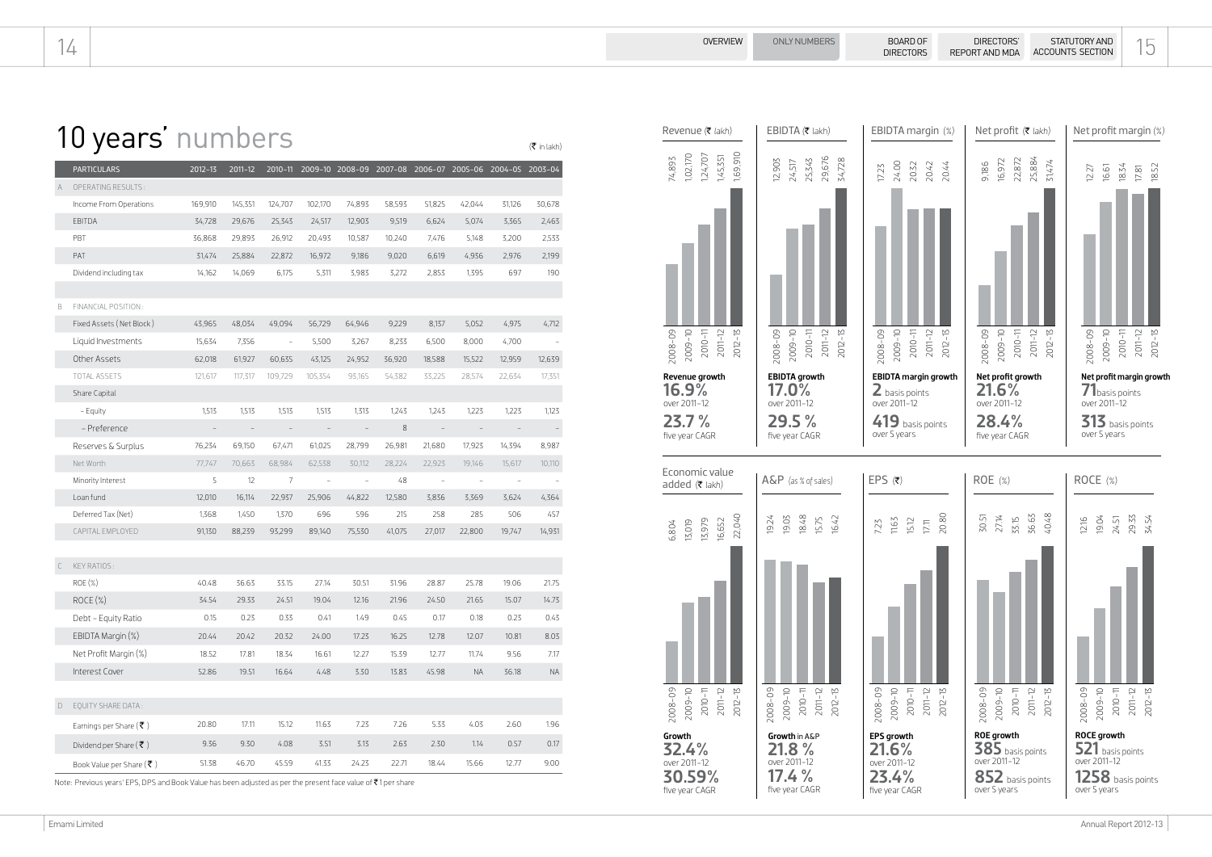# 10 years' numbers

(₹ in lakh)

| | PARTICULARS | 2012-13 | 2011-12 | 2010-11 | 2009-10 | 2008-09 | 2007-08 | 2006-07 | 2005-06 | 2004-05 | 2003-04 |
|---|---|---|---|---|---|---|---|---|---|---|---|
| A | OPERATING RESULTS : | | | | | | | | | | |
| | Income From Operations | 169,910 | 145,351 | 124,707 | 102,170 | 74,893 | 58,593 | 51,825 | 42,044 | 31,126 | 30,678 |
| | EBIDTA | 34,728 | 29,676 | 25,343 | 24,517 | 12,903 | 9,519 | 6,624 | 5,074 | 3,365 | 2,463 |
| | PBT | 36,868 | 29,893 | 26,912 | 20,493 | 10,587 | 10,240 | 7,476 | 5,148 | 3,200 | 2,533 |
| | PAT | 31,474 | 25,884 | 22,872 | 16,972 | 9,186 | 9,020 | 6,619 | 4,936 | 2,976 | 2,199 |
| | Dividend including tax | 14,162 | 14,069 | 6,175 | 5,311 | 3,983 | 3,272 | 2,853 | 1,395 | 697 | 190 |
| B | FINANCIAL POSITION : | | | | | | | | | | |
| | Fixed Assets ( Net Block ) | 43,965 | 48,034 | 49,094 | 56,729 | 64,946 | 9,229 | 8,137 | 5,052 | 4,975 | 4,712 |
| | Liquid Investments | 15,634 | 7,356 | – | 5,500 | 3,267 | 8,233 | 6,500 | 8,000 | 4,700 | – |
| | Other Assets | 62,018 | 61,927 | 60,635 | 43,125 | 24,952 | 36,920 | 18,588 | 15,522 | 12,959 | 12,639 |
| | TOTAL ASSETS | 121,617 | 117,317 | 109,729 | 105,354 | 93,165 | 54,382 | 33,225 | 28,574 | 22,634 | 17,351 |
| | Share Capital | | | | | | | | | | |
| | – Equity | 1,513 | 1,513 | 1,513 | 1,513 | 1,313 | 1,243 | 1,243 | 1,223 | 1,223 | 1,123 |
| | – Preference | – | – | – | – | – | 8 | – | – | – | – |
| | Reserves & Surplus | 76,234 | 69,150 | 67,471 | 61,025 | 28,799 | 26,981 | 21,680 | 17,923 | 14,394 | 8,987 |
| | Net Worth | 77,747 | 70,663 | 68,984 | 62,538 | 30,112 | 28,224 | 22,923 | 19,146 | 15,617 | 10,110 |
| | Minority Interest | 5 | 12 | 7 | – | – | 48 | – | – | – | – |
| | Loan fund | 12,010 | 16,114 | 22,937 | 25,906 | 44,822 | 12,580 | 3,836 | 3,369 | 3,624 | 4,364 |
| | Deferred Tax (Net) | 1,368 | 1,450 | 1,370 | 696 | 596 | 215 | 258 | 285 | 506 | 457 |
| | CAPITAL EMPLOYED | 91,130 | 88,239 | 93,299 | 89,140 | 75,530 | 41,075 | 27,017 | 22,800 | 19,747 | 14,931 |
| C | KEY RATIOS : | | | | | | | | | | |
| | ROE (%) | 40.48 | 36.63 | 33.15 | 27.14 | 30.51 | 31.96 | 28.87 | 25.78 | 19.06 | 21.75 |
| | ROCE (%) | 34.54 | 29.33 | 24.51 | 19.04 | 12.16 | 21.96 | 24.50 | 21.65 | 15.07 | 14.73 |
| | Debt - Equity Ratio | 0.15 | 0.23 | 0.33 | 0.41 | 1.49 | 0.45 | 0.17 | 0.18 | 0.23 | 0.43 |
| | EBIDTA Margin (%) | 20.44 | 20.42 | 20.32 | 24.00 | 17.23 | 16.25 | 12.78 | 12.07 | 10.81 | 8.03 |
| | Net Profit Margin (%) | 18.52 | 17.81 | 18.34 | 16.61 | 12.27 | 15.39 | 12.77 | 11.74 | 9.56 | 7.17 |
| | Interest Cover | 52.86 | 19.51 | 16.64 | 4.48 | 3.30 | 13.83 | 45.98 | NA | 36.18 | NA |
| D | EQUITY SHARE DATA : | | | | | | | | | | |
| | Earnings per Share (₹ ) | 20.80 | 17.11 | 15.12 | 11.63 | 7.23 | 7.26 | 5.33 | 4.03 | 2.60 | 1.96 |
| | Dividend per Share (₹ ) | 9.36 | 9.30 | 4.08 | 3.51 | 3.13 | 2.63 | 2.30 | 1.14 | 0.57 | 0.17 |
| | Book Value per Share (₹ ) | 51.38 | 46.70 | 45.59 | 41.33 | 24.23 | 22.71 | 18.44 | 15.66 | 12.77 | 9.00 |

Note: Previous years' EPS, DPS and Book Value has been adjusted as per the present face value of ₹1 per share

**Revenue (₹ lakh)**: 2008-09: 74,893; 2009-10: 1,02,170; 2010-11: 1,24,707; 2011-12: 1,45,351; 2012-13: 1,69,910

**Revenue growth** 16.9% over 2011-12; 23.7 % five year CAGR

**EBIDTA (₹ lakh)**: 2008-09: 12,903; 2009-10: 24,517; 2010-11: 25,343; 2011-12: 29,676; 2012-13: 34,728

**EBIDTA growth** 17.0% over 2011-12; 29.5 % five year CAGR

**EBIDTA margin (%)**: 2008-09: 17.23; 2009-10: 24.00; 2010-11: 20.32; 2011-12: 20.42; 2012-13: 20.44

**EBIDTA margin growth** 2 basis points over 2011-12; 419 basis points over 5 years

**Net profit (₹ lakh)**: 2008-09: 9,186; 2009-10: 16,972; 2010-11: 22,872; 2011-12: 25,884; 2012-13: 31,474

**Net profit growth** 21.6% over 2011-12; 28.4% five year CAGR

**Net profit margin (%)**: 2008-09: 12.27; 2009-10: 16.61; 2010-11: 18.34; 2011-12: 17.81; 2012-13: 18.52

**Net profit margin growth** 71 basis points over 2011-12; 313 basis points over 5 years

**Economic value added (₹ lakh)**: 2008-09: 6,804; 2009-10: 13,019; 2010-11: 13,979; 2011-12: 16,652; 2012-13: 22,040

**Growth** 32.4% over 2011-12; 30.59% five year CAGR

**A&P (as % of sales)**: 2008-09: 19.24; 2009-10: 19.03; 2010-11: 18.48; 2011-12: 15.75; 2012-13: 16.42

**Growth in A&P** 21.8 % over 2011-12; 17.4 % five year CAGR

**EPS (₹)**: 2008-09: 7.23; 2009-10: 11.63; 2010-11: 15.12; 2011-12: 17.11; 2012-13: 20.80

**EPS growth** 21.6% over 2011-12; 23.4% five year CAGR

**ROE (%)**: 2008-09: 30.51; 2009-10: 27.14; 2010-11: 33.15; 2011-12: 36.63; 2012-13: 40.48

**ROE growth** 385 basis points over 2011-12; 852 basis points over 5 years

**ROCE (%)**: 2008-09: 12.16; 2009-10: 19.04; 2010-11: 24.51; 2011-12: 29.33; 2012-13: 34.54

**ROCE growth** 521 basis points over 2011-12; 1258 basis points over 5 years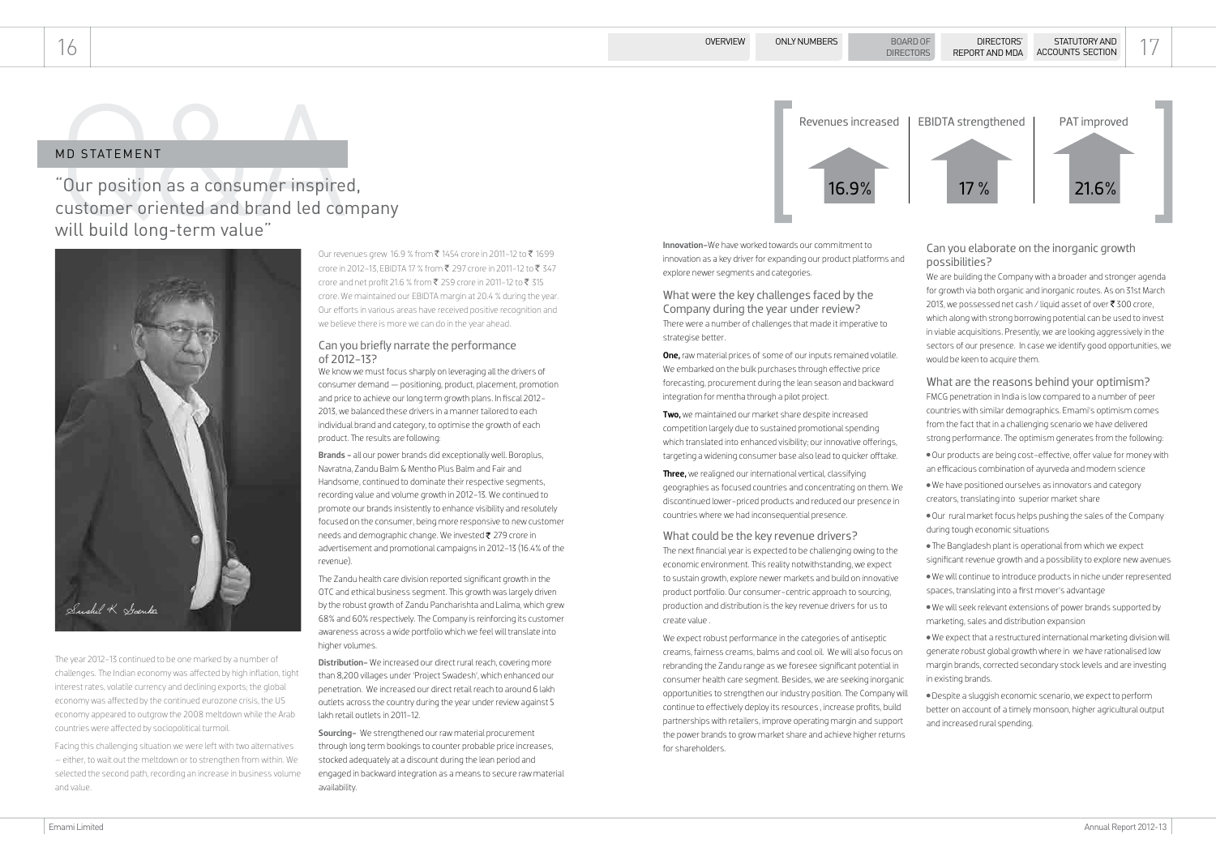## MD STATEMENT

# "Our position as a consumer inspired, customer oriented and brand led company will build long-term value"

Sushil K Goenka

The year 2012-13 continued to be one marked by a number of challenges. The Indian economy was affected by high inflation, tight interest rates, volatile currency and declining exports; the global economy was affected by the continued eurozone crisis, the US economy appeared to outgrow the 2008 meltdown while the Arab countries were affected by sociopolitical turmoil.

Facing this challenging situation we were left with two alternatives – either, to wait out the meltdown or to strengthen from within. We selected the second path, recording an increase in business volume and value.

Our revenues grew 16.9 % from ₹ 1454 crore in 2011-12 to ₹ 1699 crore in 2012-13, EBIDTA 17 % from ₹ 297 crore in 2011-12 to ₹ 347 crore and net profit 21.6 % from ₹ 259 crore in 2011-12 to ₹ 315 crore. We maintained our EBIDTA margin at 20.4 % during the year. Our efforts in various areas have received positive recognition and we believe there is more we can do in the year ahead.

### Can you briefly narrate the performance of 2012-13?

We know we must focus sharply on leveraging all the drivers of consumer demand — positioning, product, placement, promotion and price to achieve our long term growth plans. In fiscal 2012-2013, we balanced these drivers in a manner tailored to each individual brand and category, to optimise the growth of each product. The results are following:

**Brands -** all our power brands did exceptionally well. Boroplus, Navratna, Zandu Balm & Mentho Plus Balm and Fair and Handsome, continued to dominate their respective segments, recording value and volume growth in 2012-13. We continued to promote our brands insistently to enhance visibility and resolutely focused on the consumer, being more responsive to new customer needs and demographic change. We invested ₹ 279 crore in advertisement and promotional campaigns in 2012-13 (16.4% of the revenue).

The Zandu health care division reported significant growth in the OTC and ethical business segment. This growth was largely driven by the robust growth of Zandu Pancharishta and Lalima, which grew 68% and 60% respectively. The Company is reinforcing its customer awareness across a wide portfolio which we feel will translate into higher volumes.

**Distribution-** We increased our direct rural reach, covering more than 8,200 villages under 'Project Swadesh', which enhanced our penetration. We increased our direct retail reach to around 6 lakh outlets across the country during the year under review against 5 lakh retail outlets in 2011-12.

**Sourcing-** We strengthened our raw material procurement through long term bookings to counter probable price increases, stocked adequately at a discount during the lean period and engaged in backward integration as a means to secure raw material availability.

**Innovation-**We have worked towards our commitment to innovation as a key driver for expanding our product platforms and explore newer segments and categories.

### What were the key challenges faced by the Company during the year under review?

There were a number of challenges that made it imperative to strategise better.

**One,** raw material prices of some of our inputs remained volatile. We embarked on the bulk purchases through effective price forecasting, procurement during the lean season and backward integration for mentha through a pilot project.

**Two,** we maintained our market share despite increased competition largely due to sustained promotional spending which translated into enhanced visibility; our innovative offerings, targeting a widening consumer base also lead to quicker offtake.

**Three,** we realigned our international vertical, classifying geographies as focused countries and concentrating on them. We discontinued lower-priced products and reduced our presence in countries where we had inconsequential presence.

### What could be the key revenue drivers?

The next financial year is expected to be challenging owing to the economic environment. This reality notwithstanding, we expect to sustain growth, explore newer markets and build on innovative product portfolio. Our consumer-centric approach to sourcing, production and distribution is the key revenue drivers for us to create value .

We expect robust performance in the categories of antiseptic creams, fairness creams, balms and cool oil. We will also focus on rebranding the Zandu range as we foresee significant potential in consumer health care segment. Besides, we are seeking inorganic opportunities to strengthen our industry position. The Company will continue to effectively deploy its resources , increase profits, build partnerships with retailers, improve operating margin and support the power brands to grow market share and achieve higher returns for shareholders.

Revenues increased 16.9%

EBIDTA strengthened 17 %

PAT improved 21.6%

### Can you elaborate on the inorganic growth possibilities?

We are building the Company with a broader and stronger agenda for growth via both organic and inorganic routes. As on 31st March 2013, we possessed net cash / liquid asset of over ₹ 300 crore, which along with strong borrowing potential can be used to invest in viable acquisitions. Presently, we are looking aggressively in the sectors of our presence. In case we identify good opportunities, we would be keen to acquire them.

### What are the reasons behind your optimism?

FMCG penetration in India is low compared to a number of peer countries with similar demographics. Emami's optimism comes from the fact that in a challenging scenario we have delivered strong performance. The optimism generates from the following:

- Our products are being cost-effective, offer value for money with an efficacious combination of ayurveda and modern science
- We have positioned ourselves as innovators and category creators, translating into superior market share
- Our rural market focus helps pushing the sales of the Company during tough economic situations
- The Bangladesh plant is operational from which we expect significant revenue growth and a possibility to explore new avenues
- We will continue to introduce products in niche under represented spaces, translating into a first mover's advantage
- We will seek relevant extensions of power brands supported by marketing, sales and distribution expansion
- We expect that a restructured international marketing division will generate robust global growth where in we have rationalised low margin brands, corrected secondary stock levels and are investing in existing brands.
- Despite a sluggish economic scenario, we expect to perform better on account of a timely monsoon, higher agricultural output and increased rural spending.